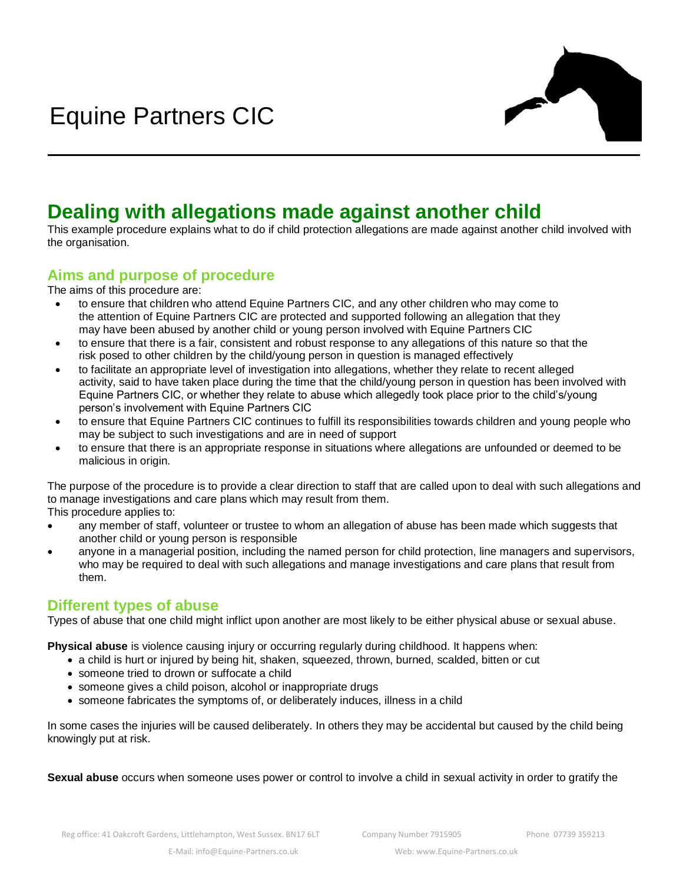# Equine Partners CIC

## Dealing with allegations made against another child

This example procedure explains what to do if child protection allegations are made against another child involved with the organisation.

### Aims and purpose of procedure

The aims of this procedure are:

- to ensure that children who attend Equine Partners CIC, and any other children who may come to the attention of Equine Partners CIC are protected and supported following an allegation that they may have been abused by another child or young person involved with Equine Partners CIC
- to ensure that there is a fair, consistent and robust response to any allegations of this nature so that the risk posed to other children by the child/young person in question is managed effectively
- to facilitate an appropriate level of investigation into allegations, whether they relate to recent alleged activity, said to have taken place during the time that the child/young person in question has been involved with Equine Partners CIC, or whether they relate to abuse which allegedly took place prior to the child's/young person's involvement with Equine Partners CIC
- to ensure that Equine Partners CIC continues to fulfill its responsibilities towards children and young people who may be subject to such investigations and are in need of support
- to ensure that there is an appropriate response in situations where allegations are unfounded or deemed to be malicious in origin.

The purpose of the procedure is to provide a clear direction to staff that are called upon to deal with such allegations and to manage investigations and care plans which may result from them.

This procedure applies to:

- any member of staff, volunteer or trustee to whom an allegation of abuse has been made which suggests that another child or young person is responsible
- anyone in a managerial position, including the named person for child protection, line managers and supervisors, who may be required to deal with such allegations and manage investigations and care plans that result from them.

### Different types of abuse

Types of abuse that one child might inflict upon another are most likely to be either physical abuse or sexual abuse.

**Physical abuse** is violence causing injury or occurring regularly during childhood. It happens when:

- a child is hurt or injured by being hit, shaken, squeezed, thrown, burned, scalded, bitten or cut
- someone tried to drown or suffocate a child
- someone gives a child poison, alcohol or inappropriate drugs
- someone fabricates the symptoms of, or deliberately induces, illness in a child

In some cases the injuries will be caused deliberately. In others they may be accidental but caused by the child being knowingly put at risk.

**Sexual abuse** occurs when someone uses power or control to involve a child in sexual activity in order to gratify the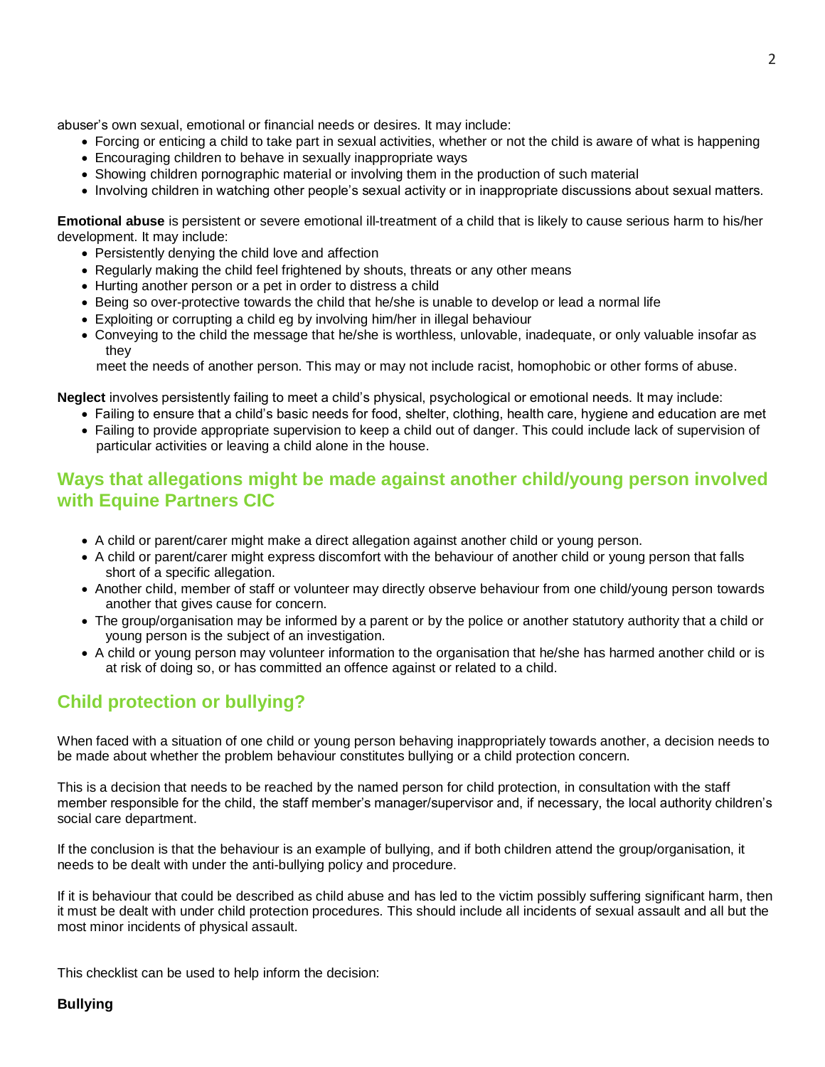abuser's own sexual, emotional or financial needs or desires. It may include:

- Forcing or enticing a child to take part in sexual activities, whether or not the child is aware of what is happening
- Encouraging children to behave in sexually inappropriate ways
- Showing children pornographic material or involving them in the production of such material
- Involving children in watching other people's sexual activity or in inappropriate discussions about sexual matters.

**Emotional abuse** is persistent or severe emotional ill-treatment of a child that is likely to cause serious harm to his/her development. It may include:

- Persistently denying the child love and affection
- Regularly making the child feel frightened by shouts, threats or any other means
- Hurting another person or a pet in order to distress a child
- Being so over-protective towards the child that he/she is unable to develop or lead a normal life
- Exploiting or corrupting a child eg by involving him/her in illegal behaviour
- Conveying to the child the message that he/she is worthless, unlovable, inadequate, or only valuable insofar as they
  meet the needs of another person. This may or may not include racist, homophobic or other forms of abuse.

**Neglect** involves persistently failing to meet a child's physical, psychological or emotional needs. It may include:

- Failing to ensure that a child's basic needs for food, shelter, clothing, health care, hygiene and education are met
- Failing to provide appropriate supervision to keep a child out of danger. This could include lack of supervision of particular activities or leaving a child alone in the house.

## Ways that allegations might be made against another child/young person involved with Equine Partners CIC

- A child or parent/carer might make a direct allegation against another child or young person.
- A child or parent/carer might express discomfort with the behaviour of another child or young person that falls short of a specific allegation.
- Another child, member of staff or volunteer may directly observe behaviour from one child/young person towards another that gives cause for concern.
- The group/organisation may be informed by a parent or by the police or another statutory authority that a child or young person is the subject of an investigation.
- A child or young person may volunteer information to the organisation that he/she has harmed another child or is at risk of doing so, or has committed an offence against or related to a child.

## Child protection or bullying?

When faced with a situation of one child or young person behaving inappropriately towards another, a decision needs to be made about whether the problem behaviour constitutes bullying or a child protection concern.

This is a decision that needs to be reached by the named person for child protection, in consultation with the staff member responsible for the child, the staff member's manager/supervisor and, if necessary, the local authority children's social care department.

If the conclusion is that the behaviour is an example of bullying, and if both children attend the group/organisation, it needs to be dealt with under the anti-bullying policy and procedure.

If it is behaviour that could be described as child abuse and has led to the victim possibly suffering significant harm, then it must be dealt with under child protection procedures. This should include all incidents of sexual assault and all but the most minor incidents of physical assault.

This checklist can be used to help inform the decision:

**Bullying**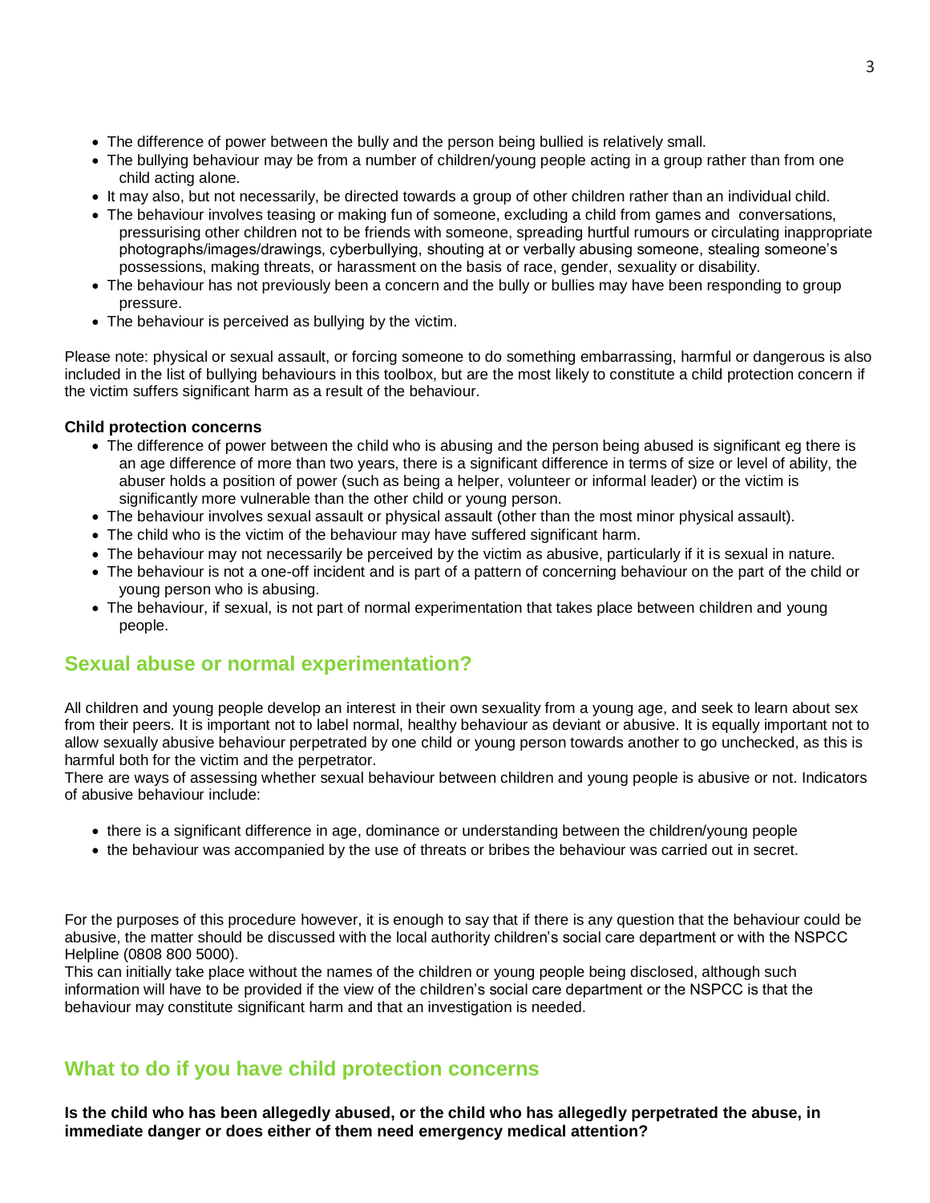- The difference of power between the bully and the person being bullied is relatively small.
- The bullying behaviour may be from a number of children/young people acting in a group rather than from one child acting alone.
- It may also, but not necessarily, be directed towards a group of other children rather than an individual child.
- The behaviour involves teasing or making fun of someone, excluding a child from games and conversations, pressurising other children not to be friends with someone, spreading hurtful rumours or circulating inappropriate photographs/images/drawings, cyberbullying, shouting at or verbally abusing someone, stealing someone's possessions, making threats, or harassment on the basis of race, gender, sexuality or disability.
- The behaviour has not previously been a concern and the bully or bullies may have been responding to group pressure.
- The behaviour is perceived as bullying by the victim.

Please note: physical or sexual assault, or forcing someone to do something embarrassing, harmful or dangerous is also included in the list of bullying behaviours in this toolbox, but are the most likely to constitute a child protection concern if the victim suffers significant harm as a result of the behaviour.

**Child protection concerns**

- The difference of power between the child who is abusing and the person being abused is significant eg there is an age difference of more than two years, there is a significant difference in terms of size or level of ability, the abuser holds a position of power (such as being a helper, volunteer or informal leader) or the victim is significantly more vulnerable than the other child or young person.
- The behaviour involves sexual assault or physical assault (other than the most minor physical assault).
- The child who is the victim of the behaviour may have suffered significant harm.
- The behaviour may not necessarily be perceived by the victim as abusive, particularly if it is sexual in nature.
- The behaviour is not a one-off incident and is part of a pattern of concerning behaviour on the part of the child or young person who is abusing.
- The behaviour, if sexual, is not part of normal experimentation that takes place between children and young people.

## Sexual abuse or normal experimentation?

All children and young people develop an interest in their own sexuality from a young age, and seek to learn about sex from their peers. It is important not to label normal, healthy behaviour as deviant or abusive. It is equally important not to allow sexually abusive behaviour perpetrated by one child or young person towards another to go unchecked, as this is harmful both for the victim and the perpetrator.

There are ways of assessing whether sexual behaviour between children and young people is abusive or not. Indicators of abusive behaviour include:

- there is a significant difference in age, dominance or understanding between the children/young people
- the behaviour was accompanied by the use of threats or bribes the behaviour was carried out in secret.

For the purposes of this procedure however, it is enough to say that if there is any question that the behaviour could be abusive, the matter should be discussed with the local authority children's social care department or with the NSPCC Helpline (0808 800 5000).

This can initially take place without the names of the children or young people being disclosed, although such information will have to be provided if the view of the children's social care department or the NSPCC is that the behaviour may constitute significant harm and that an investigation is needed.

## What to do if you have child protection concerns

**Is the child who has been allegedly abused, or the child who has allegedly perpetrated the abuse, in immediate danger or does either of them need emergency medical attention?**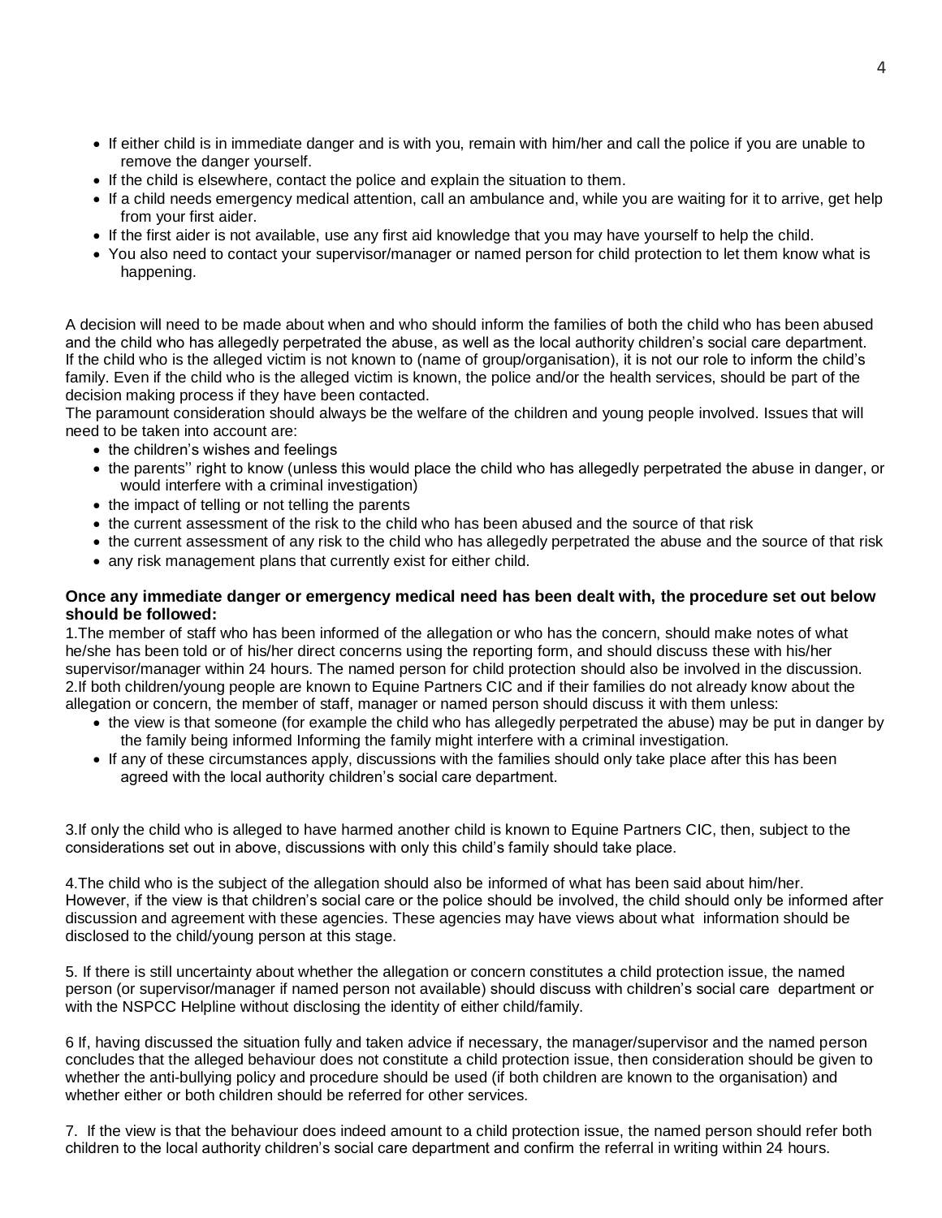- If either child is in immediate danger and is with you, remain with him/her and call the police if you are unable to remove the danger yourself.
- If the child is elsewhere, contact the police and explain the situation to them.
- If a child needs emergency medical attention, call an ambulance and, while you are waiting for it to arrive, get help from your first aider.
- If the first aider is not available, use any first aid knowledge that you may have yourself to help the child.
- You also need to contact your supervisor/manager or named person for child protection to let them know what is happening.

A decision will need to be made about when and who should inform the families of both the child who has been abused and the child who has allegedly perpetrated the abuse, as well as the local authority children's social care department. If the child who is the alleged victim is not known to (name of group/organisation), it is not our role to inform the child's family. Even if the child who is the alleged victim is known, the police and/or the health services, should be part of the decision making process if they have been contacted.
The paramount consideration should always be the welfare of the children and young people involved. Issues that will need to be taken into account are:

- the children's wishes and feelings
- the parents'' right to know (unless this would place the child who has allegedly perpetrated the abuse in danger, or would interfere with a criminal investigation)
- the impact of telling or not telling the parents
- the current assessment of the risk to the child who has been abused and the source of that risk
- the current assessment of any risk to the child who has allegedly perpetrated the abuse and the source of that risk
- any risk management plans that currently exist for either child.

**Once any immediate danger or emergency medical need has been dealt with, the procedure set out below should be followed:**

1.The member of staff who has been informed of the allegation or who has the concern, should make notes of what he/she has been told or of his/her direct concerns using the reporting form, and should discuss these with his/her supervisor/manager within 24 hours. The named person for child protection should also be involved in the discussion.
2.If both children/young people are known to Equine Partners CIC and if their families do not already know about the allegation or concern, the member of staff, manager or named person should discuss it with them unless:

- the view is that someone (for example the child who has allegedly perpetrated the abuse) may be put in danger by the family being informed Informing the family might interfere with a criminal investigation.
- If any of these circumstances apply, discussions with the families should only take place after this has been agreed with the local authority children's social care department.

3.If only the child who is alleged to have harmed another child is known to Equine Partners CIC, then, subject to the considerations set out in above, discussions with only this child's family should take place.

4.The child who is the subject of the allegation should also be informed of what has been said about him/her. However, if the view is that children's social care or the police should be involved, the child should only be informed after discussion and agreement with these agencies. These agencies may have views about what information should be disclosed to the child/young person at this stage.

5. If there is still uncertainty about whether the allegation or concern constitutes a child protection issue, the named person (or supervisor/manager if named person not available) should discuss with children's social care department or with the NSPCC Helpline without disclosing the identity of either child/family.

6 If, having discussed the situation fully and taken advice if necessary, the manager/supervisor and the named person concludes that the alleged behaviour does not constitute a child protection issue, then consideration should be given to whether the anti-bullying policy and procedure should be used (if both children are known to the organisation) and whether either or both children should be referred for other services.

7. If the view is that the behaviour does indeed amount to a child protection issue, the named person should refer both children to the local authority children's social care department and confirm the referral in writing within 24 hours.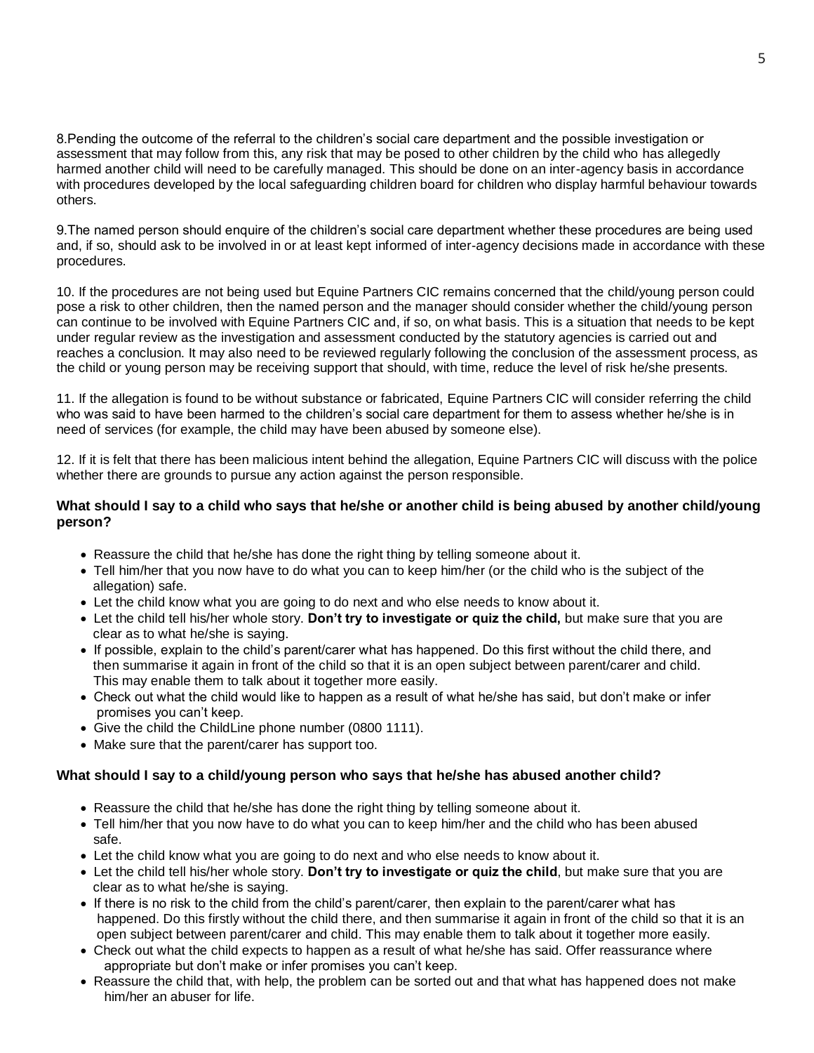8.Pending the outcome of the referral to the children's social care department and the possible investigation or assessment that may follow from this, any risk that may be posed to other children by the child who has allegedly harmed another child will need to be carefully managed. This should be done on an inter-agency basis in accordance with procedures developed by the local safeguarding children board for children who display harmful behaviour towards others.

9.The named person should enquire of the children's social care department whether these procedures are being used and, if so, should ask to be involved in or at least kept informed of inter-agency decisions made in accordance with these procedures.

10. If the procedures are not being used but Equine Partners CIC remains concerned that the child/young person could pose a risk to other children, then the named person and the manager should consider whether the child/young person can continue to be involved with Equine Partners CIC and, if so, on what basis. This is a situation that needs to be kept under regular review as the investigation and assessment conducted by the statutory agencies is carried out and reaches a conclusion. It may also need to be reviewed regularly following the conclusion of the assessment process, as the child or young person may be receiving support that should, with time, reduce the level of risk he/she presents.

11. If the allegation is found to be without substance or fabricated, Equine Partners CIC will consider referring the child who was said to have been harmed to the children's social care department for them to assess whether he/she is in need of services (for example, the child may have been abused by someone else).

12. If it is felt that there has been malicious intent behind the allegation, Equine Partners CIC will discuss with the police whether there are grounds to pursue any action against the person responsible.

**What should I say to a child who says that he/she or another child is being abused by another child/young person?**

- Reassure the child that he/she has done the right thing by telling someone about it.
- Tell him/her that you now have to do what you can to keep him/her (or the child who is the subject of the allegation) safe.
- Let the child know what you are going to do next and who else needs to know about it.
- Let the child tell his/her whole story. **Don't try to investigate or quiz the child,** but make sure that you are clear as to what he/she is saying.
- If possible, explain to the child's parent/carer what has happened. Do this first without the child there, and then summarise it again in front of the child so that it is an open subject between parent/carer and child. This may enable them to talk about it together more easily.
- Check out what the child would like to happen as a result of what he/she has said, but don't make or infer promises you can't keep.
- Give the child the ChildLine phone number (0800 1111).
- Make sure that the parent/carer has support too.

**What should I say to a child/young person who says that he/she has abused another child?**

- Reassure the child that he/she has done the right thing by telling someone about it.
- Tell him/her that you now have to do what you can to keep him/her and the child who has been abused safe.
- Let the child know what you are going to do next and who else needs to know about it.
- Let the child tell his/her whole story. **Don't try to investigate or quiz the child**, but make sure that you are clear as to what he/she is saying.
- If there is no risk to the child from the child's parent/carer, then explain to the parent/carer what has happened. Do this firstly without the child there, and then summarise it again in front of the child so that it is an open subject between parent/carer and child. This may enable them to talk about it together more easily.
- Check out what the child expects to happen as a result of what he/she has said. Offer reassurance where appropriate but don't make or infer promises you can't keep.
- Reassure the child that, with help, the problem can be sorted out and that what has happened does not make him/her an abuser for life.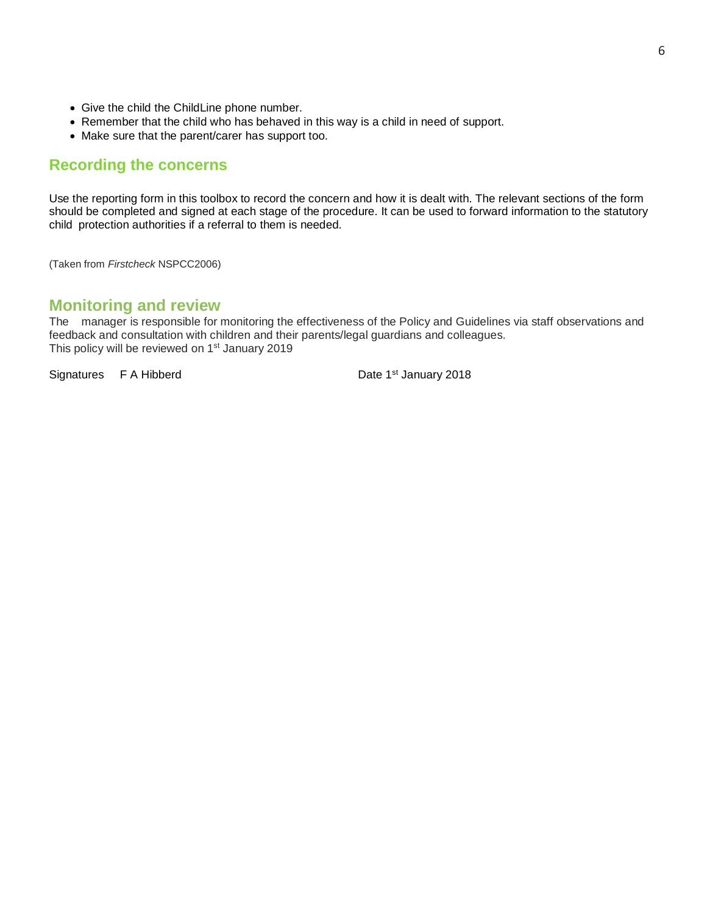- Give the child the ChildLine phone number.
- Remember that the child who has behaved in this way is a child in need of support.
- Make sure that the parent/carer has support too.

## Recording the concerns

Use the reporting form in this toolbox to record the concern and how it is dealt with. The relevant sections of the form should be completed and signed at each stage of the procedure. It can be used to forward information to the statutory child protection authorities if a referral to them is needed.

(Taken from *Firstcheck* NSPCC2006)

## Monitoring and review

The manager is responsible for monitoring the effectiveness of the Policy and Guidelines via staff observations and feedback and consultation with children and their parents/legal guardians and colleagues.
This policy will be reviewed on 1st January 2019

Signatures F A Hibberd Date 1st January 2018